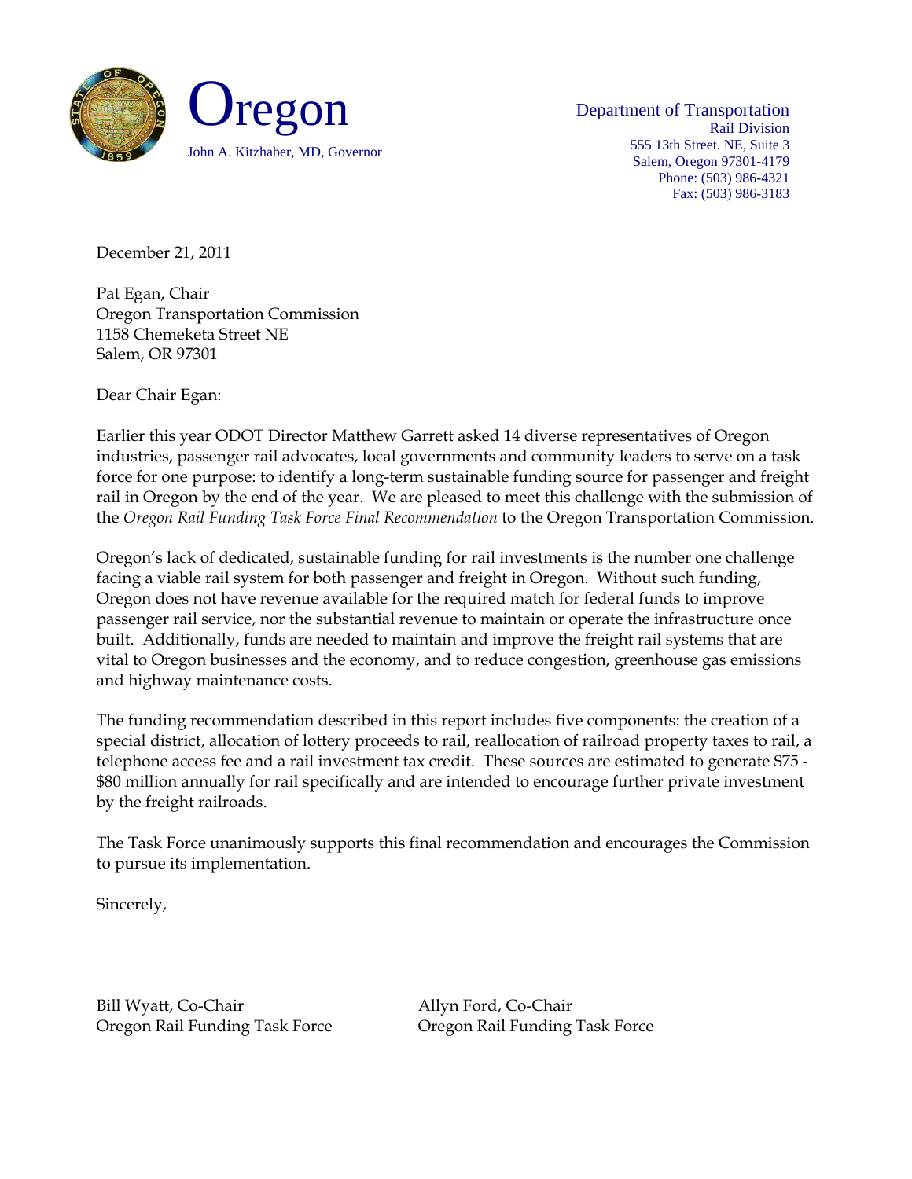# Oregon

John A. Kitzhaber, MD, Governor

Department of Transportation
Rail Division
555 13th Street. NE, Suite 3
Salem, Oregon 97301-4179
Phone: (503) 986-4321
Fax: (503) 986-3183

December 21, 2011

Pat Egan, Chair
Oregon Transportation Commission
1158 Chemeketa Street NE
Salem, OR 97301

Dear Chair Egan:

Earlier this year ODOT Director Matthew Garrett asked 14 diverse representatives of Oregon industries, passenger rail advocates, local governments and community leaders to serve on a task force for one purpose: to identify a long-term sustainable funding source for passenger and freight rail in Oregon by the end of the year. We are pleased to meet this challenge with the submission of the *Oregon Rail Funding Task Force Final Recommendation* to the Oregon Transportation Commission.

Oregon's lack of dedicated, sustainable funding for rail investments is the number one challenge facing a viable rail system for both passenger and freight in Oregon. Without such funding, Oregon does not have revenue available for the required match for federal funds to improve passenger rail service, nor the substantial revenue to maintain or operate the infrastructure once built. Additionally, funds are needed to maintain and improve the freight rail systems that are vital to Oregon businesses and the economy, and to reduce congestion, greenhouse gas emissions and highway maintenance costs.

The funding recommendation described in this report includes five components: the creation of a special district, allocation of lottery proceeds to rail, reallocation of railroad property taxes to rail, a telephone access fee and a rail investment tax credit. These sources are estimated to generate $75 - $80 million annually for rail specifically and are intended to encourage further private investment by the freight railroads.

The Task Force unanimously supports this final recommendation and encourages the Commission to pursue its implementation.

Sincerely,

Bill Wyatt, Co-Chair
Oregon Rail Funding Task Force

Allyn Ford, Co-Chair
Oregon Rail Funding Task Force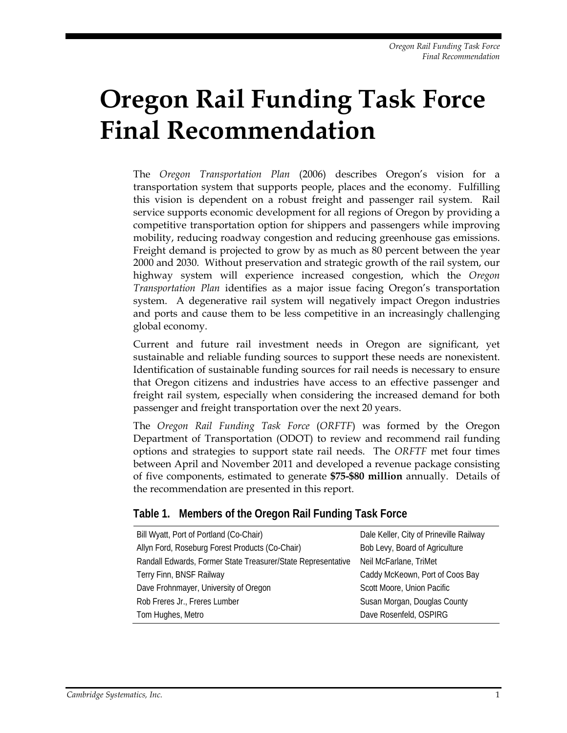# Oregon Rail Funding Task Force Final Recommendation

The *Oregon Transportation Plan* (2006) describes Oregon's vision for a transportation system that supports people, places and the economy. Fulfilling this vision is dependent on a robust freight and passenger rail system. Rail service supports economic development for all regions of Oregon by providing a competitive transportation option for shippers and passengers while improving mobility, reducing roadway congestion and reducing greenhouse gas emissions. Freight demand is projected to grow by as much as 80 percent between the year 2000 and 2030. Without preservation and strategic growth of the rail system, our highway system will experience increased congestion, which the *Oregon Transportation Plan* identifies as a major issue facing Oregon's transportation system. A degenerative rail system will negatively impact Oregon industries and ports and cause them to be less competitive in an increasingly challenging global economy.

Current and future rail investment needs in Oregon are significant, yet sustainable and reliable funding sources to support these needs are nonexistent. Identification of sustainable funding sources for rail needs is necessary to ensure that Oregon citizens and industries have access to an effective passenger and freight rail system, especially when considering the increased demand for both passenger and freight transportation over the next 20 years.

The *Oregon Rail Funding Task Force* (*ORFTF*) was formed by the Oregon Department of Transportation (ODOT) to review and recommend rail funding options and strategies to support state rail needs. The *ORFTF* met four times between April and November 2011 and developed a revenue package consisting of five components, estimated to generate **$75-$80 million** annually. Details of the recommendation are presented in this report.

**Table 1. Members of the Oregon Rail Funding Task Force**

| | |
|---|---|
| Bill Wyatt, Port of Portland (Co-Chair) | Dale Keller, City of Prineville Railway |
| Allyn Ford, Roseburg Forest Products (Co-Chair) | Bob Levy, Board of Agriculture |
| Randall Edwards, Former State Treasurer/State Representative | Neil McFarlane, TriMet |
| Terry Finn, BNSF Railway | Caddy McKeown, Port of Coos Bay |
| Dave Frohnmayer, University of Oregon | Scott Moore, Union Pacific |
| Rob Freres Jr., Freres Lumber | Susan Morgan, Douglas County |
| Tom Hughes, Metro | Dave Rosenfeld, OSPIRG |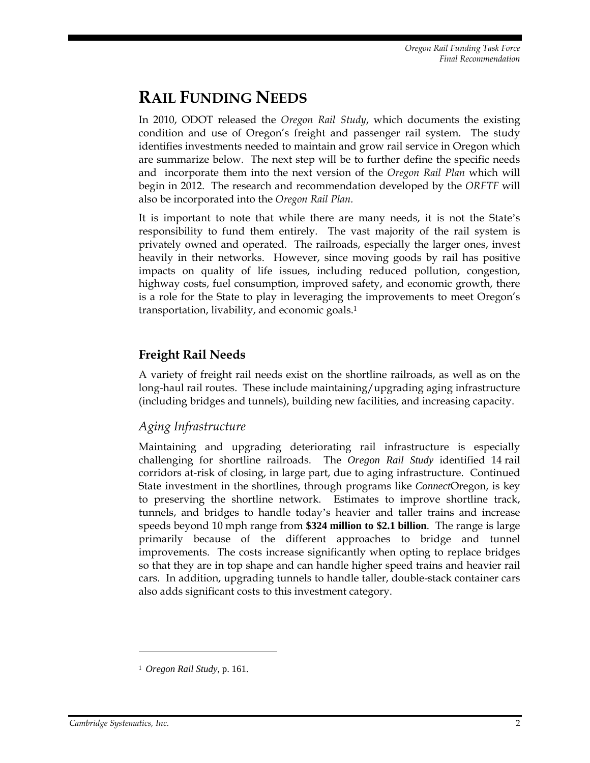# Rail Funding Needs

In 2010, ODOT released the *Oregon Rail Study*, which documents the existing condition and use of Oregon's freight and passenger rail system. The study identifies investments needed to maintain and grow rail service in Oregon which are summarize below. The next step will be to further define the specific needs and incorporate them into the next version of the *Oregon Rail Plan* which will begin in 2012. The research and recommendation developed by the *ORFTF* will also be incorporated into the *Oregon Rail Plan.*

It is important to note that while there are many needs, it is not the State's responsibility to fund them entirely. The vast majority of the rail system is privately owned and operated. The railroads, especially the larger ones, invest heavily in their networks. However, since moving goods by rail has positive impacts on quality of life issues, including reduced pollution, congestion, highway costs, fuel consumption, improved safety, and economic growth, there is a role for the State to play in leveraging the improvements to meet Oregon's transportation, livability, and economic goals.[1]

## Freight Rail Needs

A variety of freight rail needs exist on the shortline railroads, as well as on the long-haul rail routes. These include maintaining/upgrading aging infrastructure (including bridges and tunnels), building new facilities, and increasing capacity.

### *Aging Infrastructure*

Maintaining and upgrading deteriorating rail infrastructure is especially challenging for shortline railroads. The *Oregon Rail Study* identified 14 rail corridors at-risk of closing, in large part, due to aging infrastructure. Continued State investment in the shortlines, through programs like *Connect*Oregon, is key to preserving the shortline network. Estimates to improve shortline track, tunnels, and bridges to handle today's heavier and taller trains and increase speeds beyond 10 mph range from **$324 million to $2.1 billion**. The range is large primarily because of the different approaches to bridge and tunnel improvements. The costs increase significantly when opting to replace bridges so that they are in top shape and can handle higher speed trains and heavier rail cars. In addition, upgrading tunnels to handle taller, double-stack container cars also adds significant costs to this investment category.

---

[1] *Oregon Rail Study*, p. 161.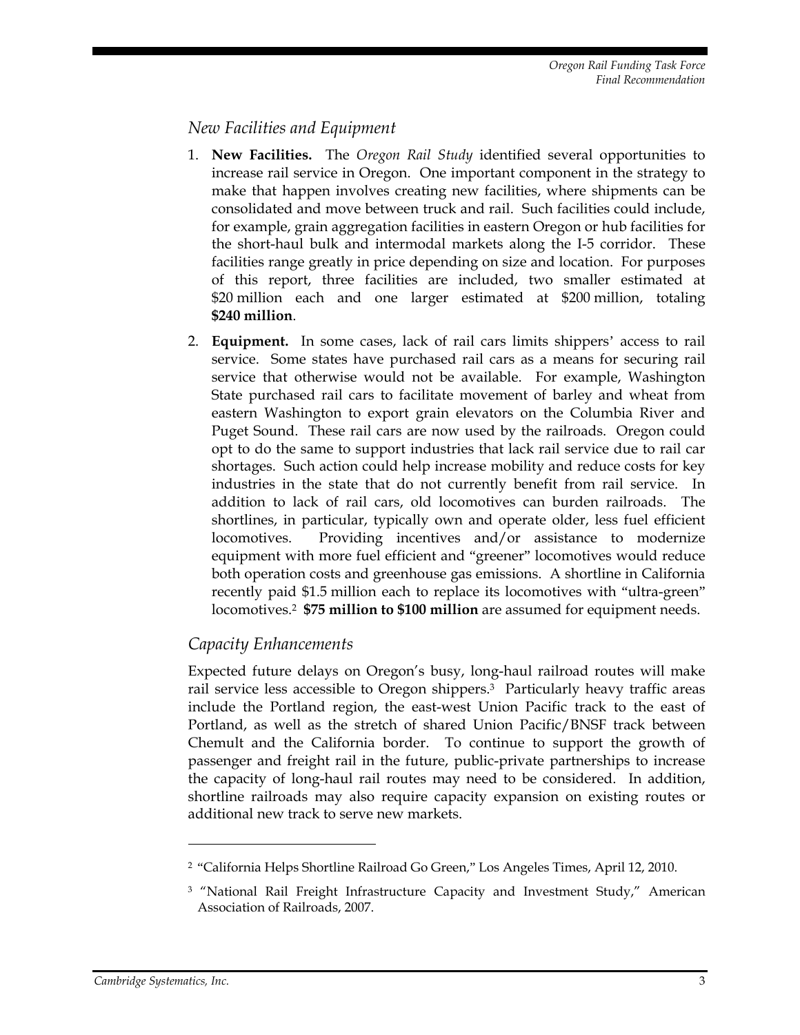### *New Facilities and Equipment*

1. **New Facilities.** The *Oregon Rail Study* identified several opportunities to increase rail service in Oregon. One important component in the strategy to make that happen involves creating new facilities, where shipments can be consolidated and move between truck and rail. Such facilities could include, for example, grain aggregation facilities in eastern Oregon or hub facilities for the short-haul bulk and intermodal markets along the I-5 corridor. These facilities range greatly in price depending on size and location. For purposes of this report, three facilities are included, two smaller estimated at $20 million each and one larger estimated at $200 million, totaling **$240 million**.

2. **Equipment.** In some cases, lack of rail cars limits shippers' access to rail service. Some states have purchased rail cars as a means for securing rail service that otherwise would not be available. For example, Washington State purchased rail cars to facilitate movement of barley and wheat from eastern Washington to export grain elevators on the Columbia River and Puget Sound. These rail cars are now used by the railroads. Oregon could opt to do the same to support industries that lack rail service due to rail car shortages. Such action could help increase mobility and reduce costs for key industries in the state that do not currently benefit from rail service. In addition to lack of rail cars, old locomotives can burden railroads. The shortlines, in particular, typically own and operate older, less fuel efficient locomotives. Providing incentives and/or assistance to modernize equipment with more fuel efficient and "greener" locomotives would reduce both operation costs and greenhouse gas emissions. A shortline in California recently paid $1.5 million each to replace its locomotives with "ultra-green" locomotives.[2] **$75 million to $100 million** are assumed for equipment needs.

### *Capacity Enhancements*

Expected future delays on Oregon's busy, long-haul railroad routes will make rail service less accessible to Oregon shippers.[3] Particularly heavy traffic areas include the Portland region, the east-west Union Pacific track to the east of Portland, as well as the stretch of shared Union Pacific/BNSF track between Chemult and the California border. To continue to support the growth of passenger and freight rail in the future, public-private partnerships to increase the capacity of long-haul rail routes may need to be considered. In addition, shortline railroads may also require capacity expansion on existing routes or additional new track to serve new markets.

---

[2] "California Helps Shortline Railroad Go Green," Los Angeles Times, April 12, 2010.

[3] "National Rail Freight Infrastructure Capacity and Investment Study," American Association of Railroads, 2007.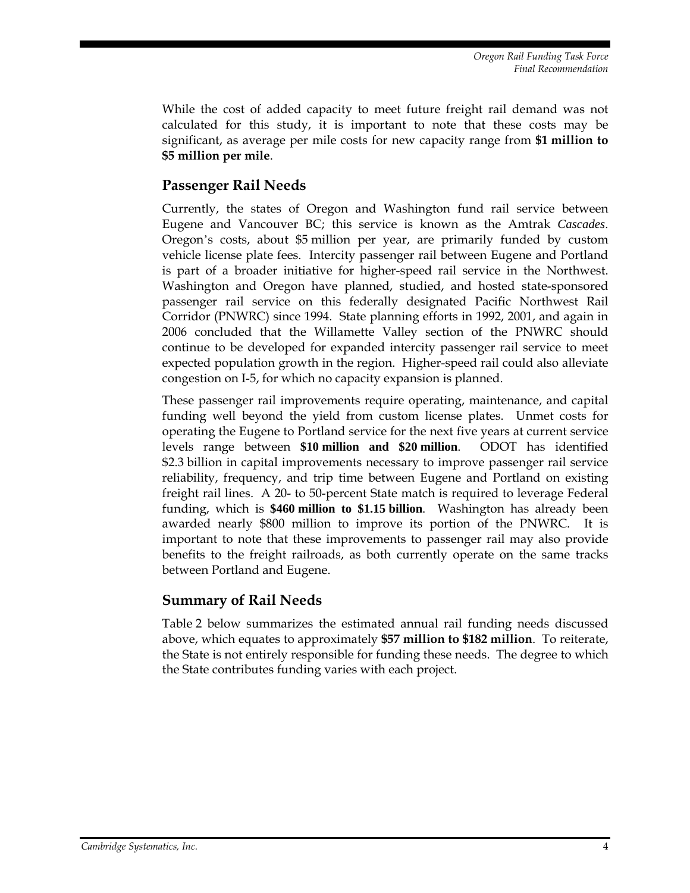While the cost of added capacity to meet future freight rail demand was not calculated for this study, it is important to note that these costs may be significant, as average per mile costs for new capacity range from **$1 million to $5 million per mile**.

## Passenger Rail Needs

Currently, the states of Oregon and Washington fund rail service between Eugene and Vancouver BC; this service is known as the Amtrak *Cascades*. Oregon's costs, about $5 million per year, are primarily funded by custom vehicle license plate fees. Intercity passenger rail between Eugene and Portland is part of a broader initiative for higher-speed rail service in the Northwest. Washington and Oregon have planned, studied, and hosted state-sponsored passenger rail service on this federally designated Pacific Northwest Rail Corridor (PNWRC) since 1994. State planning efforts in 1992, 2001, and again in 2006 concluded that the Willamette Valley section of the PNWRC should continue to be developed for expanded intercity passenger rail service to meet expected population growth in the region. Higher-speed rail could also alleviate congestion on I-5, for which no capacity expansion is planned.

These passenger rail improvements require operating, maintenance, and capital funding well beyond the yield from custom license plates. Unmet costs for operating the Eugene to Portland service for the next five years at current service levels range between **$10 million and $20 million**. ODOT has identified $2.3 billion in capital improvements necessary to improve passenger rail service reliability, frequency, and trip time between Eugene and Portland on existing freight rail lines. A 20- to 50-percent State match is required to leverage Federal funding, which is **$460 million to $1.15 billion**. Washington has already been awarded nearly $800 million to improve its portion of the PNWRC. It is important to note that these improvements to passenger rail may also provide benefits to the freight railroads, as both currently operate on the same tracks between Portland and Eugene.

## Summary of Rail Needs

Table 2 below summarizes the estimated annual rail funding needs discussed above, which equates to approximately **$57 million to $182 million**. To reiterate, the State is not entirely responsible for funding these needs. The degree to which the State contributes funding varies with each project.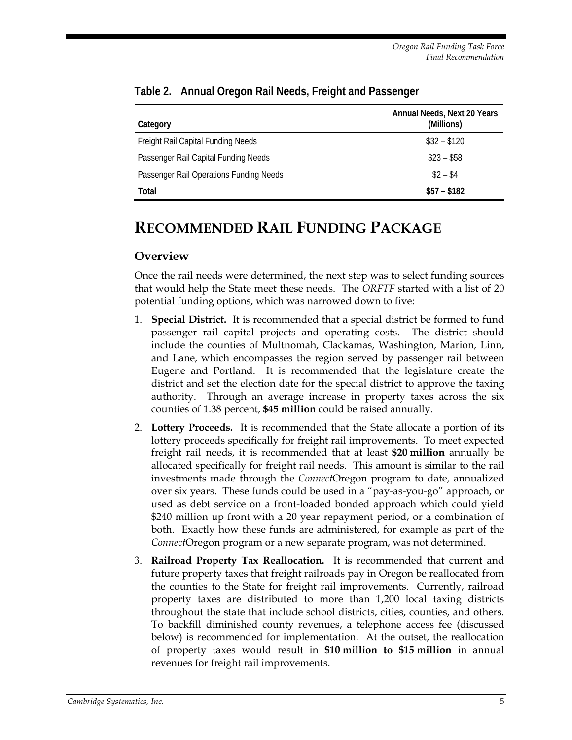**Table 2. Annual Oregon Rail Needs, Freight and Passenger**

| Category | Annual Needs, Next 20 Years (Millions) |
|---|---|
| Freight Rail Capital Funding Needs | \$32 – \$120 |
| Passenger Rail Capital Funding Needs | \$23 – \$58 |
| Passenger Rail Operations Funding Needs | \$2 – \$4 |
| **Total** | **\$57 – \$182** |

# RECOMMENDED RAIL FUNDING PACKAGE

## Overview

Once the rail needs were determined, the next step was to select funding sources that would help the State meet these needs. The *ORFTF* started with a list of 20 potential funding options, which was narrowed down to five:

1. **Special District.** It is recommended that a special district be formed to fund passenger rail capital projects and operating costs. The district should include the counties of Multnomah, Clackamas, Washington, Marion, Linn, and Lane, which encompasses the region served by passenger rail between Eugene and Portland. It is recommended that the legislature create the district and set the election date for the special district to approve the taxing authority. Through an average increase in property taxes across the six counties of 1.38 percent, **\$45 million** could be raised annually.
2. **Lottery Proceeds.** It is recommended that the State allocate a portion of its lottery proceeds specifically for freight rail improvements. To meet expected freight rail needs, it is recommended that at least **\$20 million** annually be allocated specifically for freight rail needs. This amount is similar to the rail investments made through the *Connect*Oregon program to date, annualized over six years. These funds could be used in a "pay-as-you-go" approach, or used as debt service on a front-loaded bonded approach which could yield \$240 million up front with a 20 year repayment period, or a combination of both. Exactly how these funds are administered, for example as part of the *Connect*Oregon program or a new separate program, was not determined.
3. **Railroad Property Tax Reallocation.** It is recommended that current and future property taxes that freight railroads pay in Oregon be reallocated from the counties to the State for freight rail improvements. Currently, railroad property taxes are distributed to more than 1,200 local taxing districts throughout the state that include school districts, cities, counties, and others. To backfill diminished county revenues, a telephone access fee (discussed below) is recommended for implementation. At the outset, the reallocation of property taxes would result in **\$10 million to \$15 million** in annual revenues for freight rail improvements.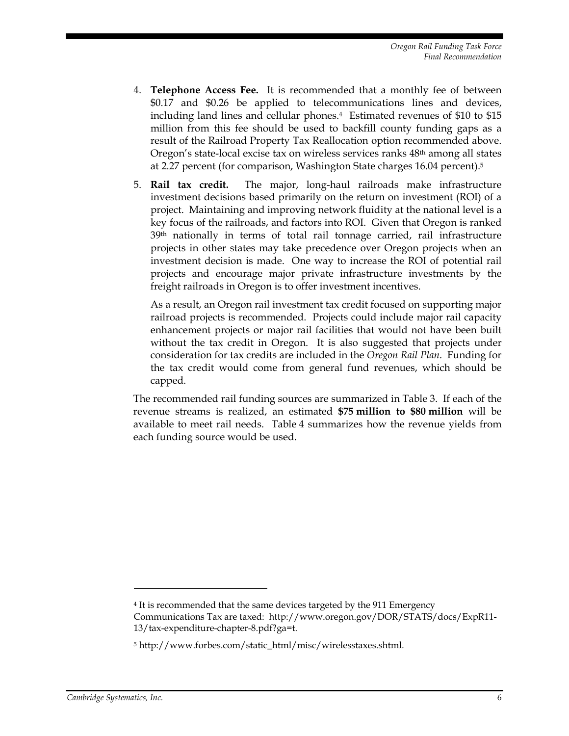4. **Telephone Access Fee.** It is recommended that a monthly fee of between \$0.17 and \$0.26 be applied to telecommunications lines and devices, including land lines and cellular phones.[4] Estimated revenues of \$10 to \$15 million from this fee should be used to backfill county funding gaps as a result of the Railroad Property Tax Reallocation option recommended above. Oregon's state-local excise tax on wireless services ranks 48th among all states at 2.27 percent (for comparison, Washington State charges 16.04 percent).[5]

5. **Rail tax credit.** The major, long-haul railroads make infrastructure investment decisions based primarily on the return on investment (ROI) of a project. Maintaining and improving network fluidity at the national level is a key focus of the railroads, and factors into ROI. Given that Oregon is ranked 39th nationally in terms of total rail tonnage carried, rail infrastructure projects in other states may take precedence over Oregon projects when an investment decision is made. One way to increase the ROI of potential rail projects and encourage major private infrastructure investments by the freight railroads in Oregon is to offer investment incentives.

   As a result, an Oregon rail investment tax credit focused on supporting major railroad projects is recommended. Projects could include major rail capacity enhancement projects or major rail facilities that would not have been built without the tax credit in Oregon. It is also suggested that projects under consideration for tax credits are included in the *Oregon Rail Plan*. Funding for the tax credit would come from general fund revenues, which should be capped.

The recommended rail funding sources are summarized in Table 3. If each of the revenue streams is realized, an estimated **\$75 million to \$80 million** will be available to meet rail needs. Table 4 summarizes how the revenue yields from each funding source would be used.

---

[4] It is recommended that the same devices targeted by the 911 Emergency Communications Tax are taxed: http://www.oregon.gov/DOR/STATS/docs/ExpR11-13/tax-expenditure-chapter-8.pdf?ga=t.

[5] http://www.forbes.com/static_html/misc/wirelesstaxes.shtml.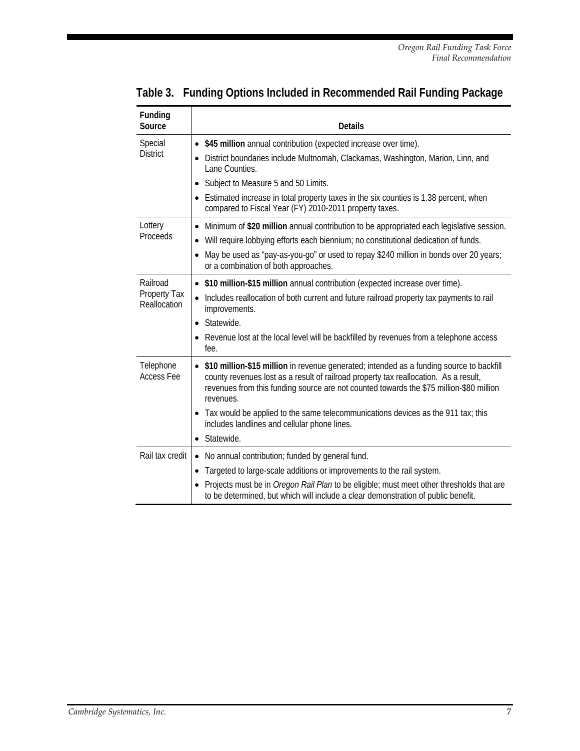## Table 3. Funding Options Included in Recommended Rail Funding Package

| Funding Source | Details |
|---|---|
| Special District | • **$45 million** annual contribution (expected increase over time).<br>• District boundaries include Multnomah, Clackamas, Washington, Marion, Linn, and Lane Counties.<br>• Subject to Measure 5 and 50 Limits.<br>• Estimated increase in total property taxes in the six counties is 1.38 percent, when compared to Fiscal Year (FY) 2010-2011 property taxes. |
| Lottery Proceeds | • Minimum of **$20 million** annual contribution to be appropriated each legislative session.<br>• Will require lobbying efforts each biennium; no constitutional dedication of funds.<br>• May be used as "pay-as-you-go" or used to repay $240 million in bonds over 20 years; or a combination of both approaches. |
| Railroad Property Tax Reallocation | • **$10 million-$15 million** annual contribution (expected increase over time).<br>• Includes reallocation of both current and future railroad property tax payments to rail improvements.<br>• Statewide.<br>• Revenue lost at the local level will be backfilled by revenues from a telephone access fee. |
| Telephone Access Fee | • **$10 million-$15 million** in revenue generated; intended as a funding source to backfill county revenues lost as a result of railroad property tax reallocation. As a result, revenues from this funding source are not counted towards the $75 million-$80 million revenues.<br>• Tax would be applied to the same telecommunications devices as the 911 tax; this includes landlines and cellular phone lines.<br>• Statewide. |
| Rail tax credit | • No annual contribution; funded by general fund.<br>• Targeted to large-scale additions or improvements to the rail system.<br>• Projects must be in *Oregon Rail Plan* to be eligible; must meet other thresholds that are to be determined, but which will include a clear demonstration of public benefit. |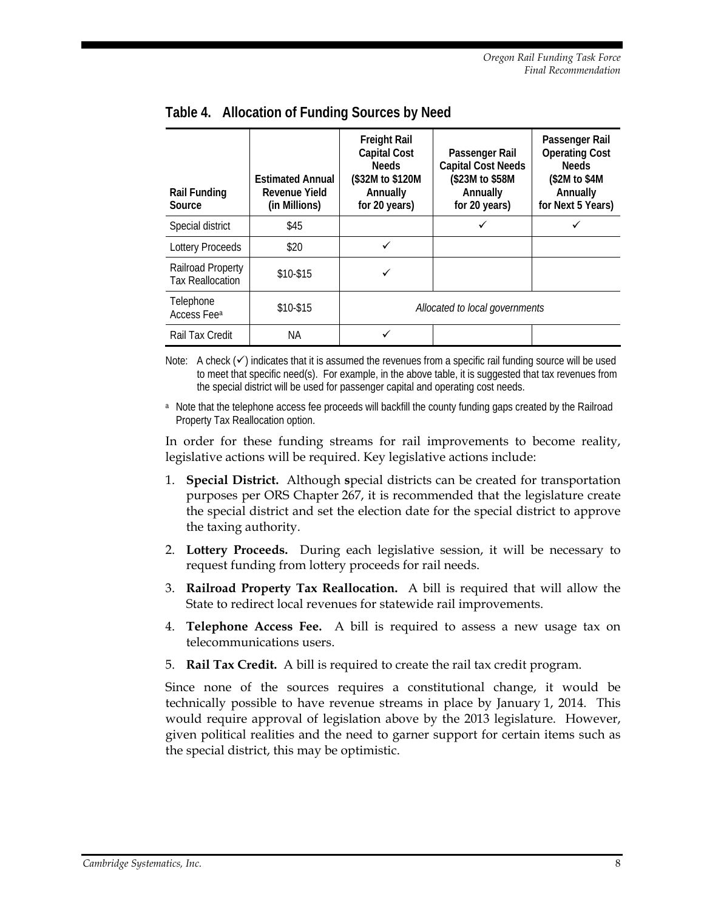## Table 4. Allocation of Funding Sources by Need

| Rail Funding Source | Estimated Annual Revenue Yield (in Millions) | Freight Rail Capital Cost Needs ($32M to $120M Annually for 20 years) | Passenger Rail Capital Cost Needs ($23M to $58M Annually for 20 years) | Passenger Rail Operating Cost Needs ($2M to $4M Annually for Next 5 Years) |
|---|---|---|---|---|
| Special district | $45 | | ✓ | ✓ |
| Lottery Proceeds | $20 | ✓ | | |
| Railroad Property Tax Reallocation | $10-$15 | ✓ | | |
| Telephone Access Fee[a] | $10-$15 | *Allocated to local governments* | | |
| Rail Tax Credit | NA | ✓ | | |

Note: A check (✓) indicates that it is assumed the revenues from a specific rail funding source will be used to meet that specific need(s). For example, in the above table, it is suggested that tax revenues from the special district will be used for passenger capital and operating cost needs.

[a] Note that the telephone access fee proceeds will backfill the county funding gaps created by the Railroad Property Tax Reallocation option.

In order for these funding streams for rail improvements to become reality, legislative actions will be required. Key legislative actions include:

1. **Special District.** Although **s**pecial districts can be created for transportation purposes per ORS Chapter 267, it is recommended that the legislature create the special district and set the election date for the special district to approve the taxing authority.
2. **Lottery Proceeds.** During each legislative session, it will be necessary to request funding from lottery proceeds for rail needs.
3. **Railroad Property Tax Reallocation.** A bill is required that will allow the State to redirect local revenues for statewide rail improvements.
4. **Telephone Access Fee.** A bill is required to assess a new usage tax on telecommunications users.
5. **Rail Tax Credit.** A bill is required to create the rail tax credit program.

Since none of the sources requires a constitutional change, it would be technically possible to have revenue streams in place by January 1, 2014. This would require approval of legislation above by the 2013 legislature. However, given political realities and the need to garner support for certain items such as the special district, this may be optimistic.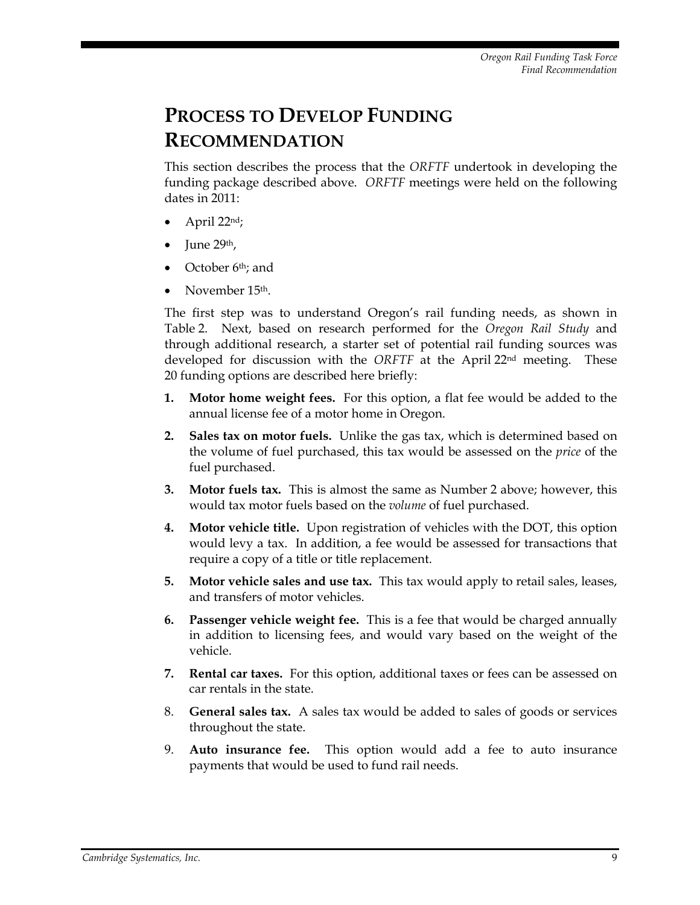# PROCESS TO DEVELOP FUNDING RECOMMENDATION

This section describes the process that the *ORFTF* undertook in developing the funding package described above. *ORFTF* meetings were held on the following dates in 2011:

- April 22nd;
- June 29th,
- October 6th; and
- November 15th.

The first step was to understand Oregon's rail funding needs, as shown in Table 2. Next, based on research performed for the *Oregon Rail Study* and through additional research, a starter set of potential rail funding sources was developed for discussion with the *ORFTF* at the April 22nd meeting. These 20 funding options are described here briefly:

1. **Motor home weight fees.** For this option, a flat fee would be added to the annual license fee of a motor home in Oregon.
2. **Sales tax on motor fuels.** Unlike the gas tax, which is determined based on the volume of fuel purchased, this tax would be assessed on the *price* of the fuel purchased.
3. **Motor fuels tax.** This is almost the same as Number 2 above; however, this would tax motor fuels based on the *volume* of fuel purchased.
4. **Motor vehicle title.** Upon registration of vehicles with the DOT, this option would levy a tax. In addition, a fee would be assessed for transactions that require a copy of a title or title replacement.
5. **Motor vehicle sales and use tax.** This tax would apply to retail sales, leases, and transfers of motor vehicles.
6. **Passenger vehicle weight fee.** This is a fee that would be charged annually in addition to licensing fees, and would vary based on the weight of the vehicle.
7. **Rental car taxes.** For this option, additional taxes or fees can be assessed on car rentals in the state.
8. **General sales tax.** A sales tax would be added to sales of goods or services throughout the state.
9. **Auto insurance fee.** This option would add a fee to auto insurance payments that would be used to fund rail needs.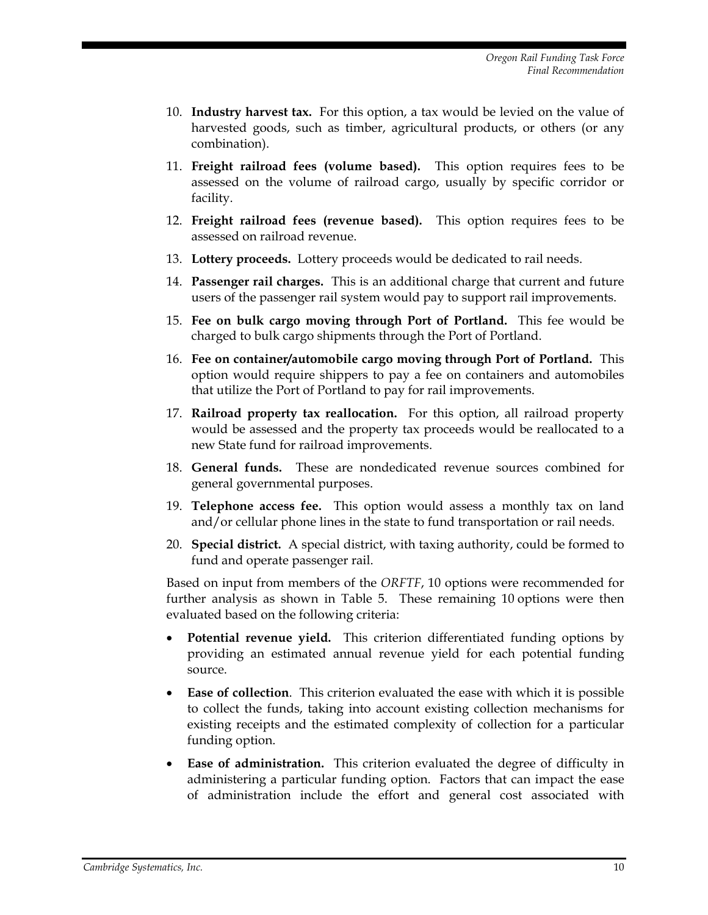10. **Industry harvest tax.** For this option, a tax would be levied on the value of harvested goods, such as timber, agricultural products, or others (or any combination).

11. **Freight railroad fees (volume based).** This option requires fees to be assessed on the volume of railroad cargo, usually by specific corridor or facility.

12. **Freight railroad fees (revenue based).** This option requires fees to be assessed on railroad revenue.

13. **Lottery proceeds.** Lottery proceeds would be dedicated to rail needs.

14. **Passenger rail charges.** This is an additional charge that current and future users of the passenger rail system would pay to support rail improvements.

15. **Fee on bulk cargo moving through Port of Portland.** This fee would be charged to bulk cargo shipments through the Port of Portland.

16. **Fee on container/automobile cargo moving through Port of Portland.** This option would require shippers to pay a fee on containers and automobiles that utilize the Port of Portland to pay for rail improvements.

17. **Railroad property tax reallocation.** For this option, all railroad property would be assessed and the property tax proceeds would be reallocated to a new State fund for railroad improvements.

18. **General funds.** These are nondedicated revenue sources combined for general governmental purposes.

19. **Telephone access fee.** This option would assess a monthly tax on land and/or cellular phone lines in the state to fund transportation or rail needs.

20. **Special district.** A special district, with taxing authority, could be formed to fund and operate passenger rail.

Based on input from members of the *ORFTF*, 10 options were recommended for further analysis as shown in Table 5. These remaining 10 options were then evaluated based on the following criteria:

- **Potential revenue yield.** This criterion differentiated funding options by providing an estimated annual revenue yield for each potential funding source.
- **Ease of collection**. This criterion evaluated the ease with which it is possible to collect the funds, taking into account existing collection mechanisms for existing receipts and the estimated complexity of collection for a particular funding option.
- **Ease of administration.** This criterion evaluated the degree of difficulty in administering a particular funding option. Factors that can impact the ease of administration include the effort and general cost associated with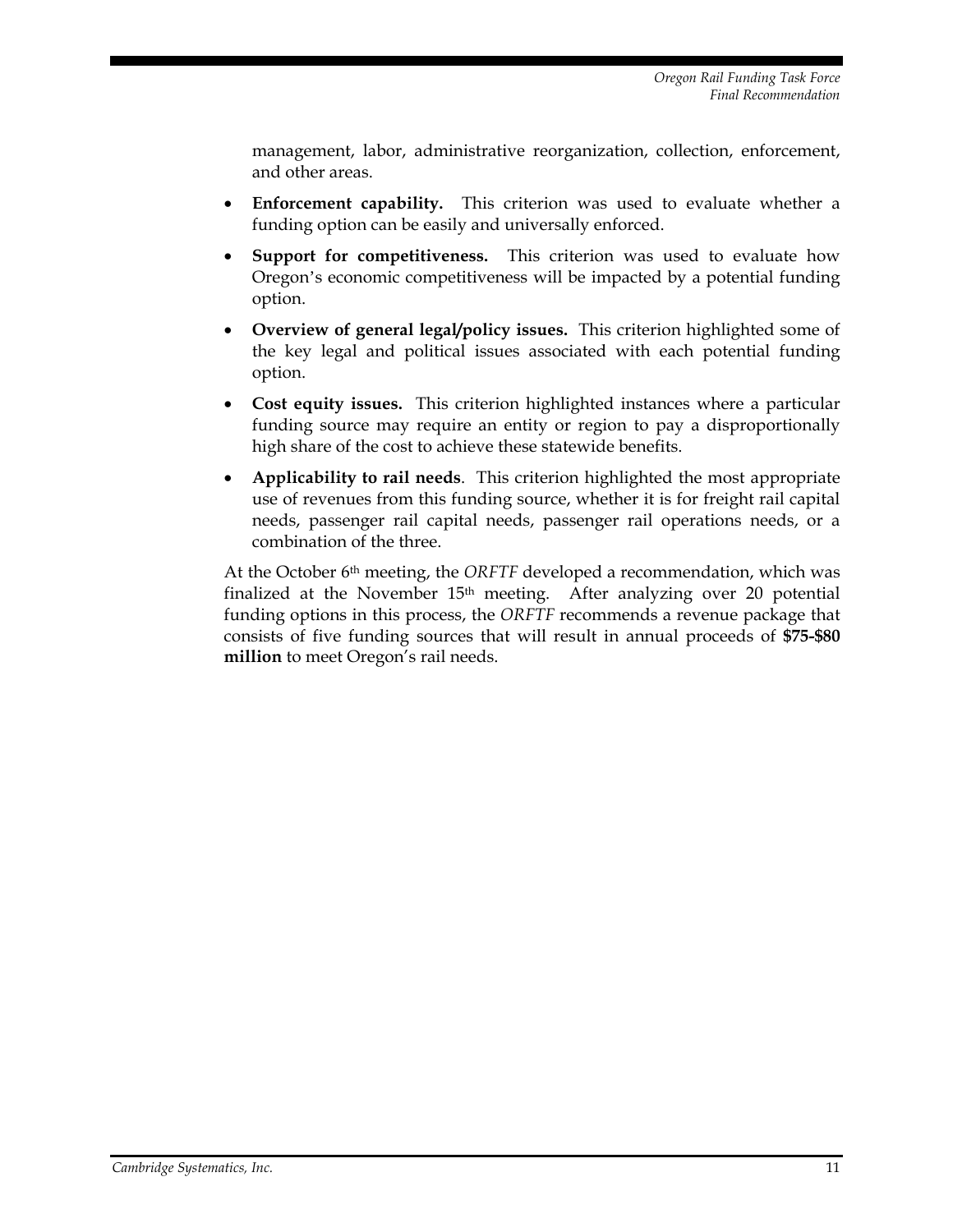management, labor, administrative reorganization, collection, enforcement, and other areas.

- **Enforcement capability.** This criterion was used to evaluate whether a funding option can be easily and universally enforced.
- **Support for competitiveness.** This criterion was used to evaluate how Oregon's economic competitiveness will be impacted by a potential funding option.
- **Overview of general legal/policy issues.** This criterion highlighted some of the key legal and political issues associated with each potential funding option.
- **Cost equity issues.** This criterion highlighted instances where a particular funding source may require an entity or region to pay a disproportionally high share of the cost to achieve these statewide benefits.
- **Applicability to rail needs**. This criterion highlighted the most appropriate use of revenues from this funding source, whether it is for freight rail capital needs, passenger rail capital needs, passenger rail operations needs, or a combination of the three.

At the October 6th meeting, the *ORFTF* developed a recommendation, which was finalized at the November 15th meeting. After analyzing over 20 potential funding options in this process, the *ORFTF* recommends a revenue package that consists of five funding sources that will result in annual proceeds of **$75-$80 million** to meet Oregon's rail needs.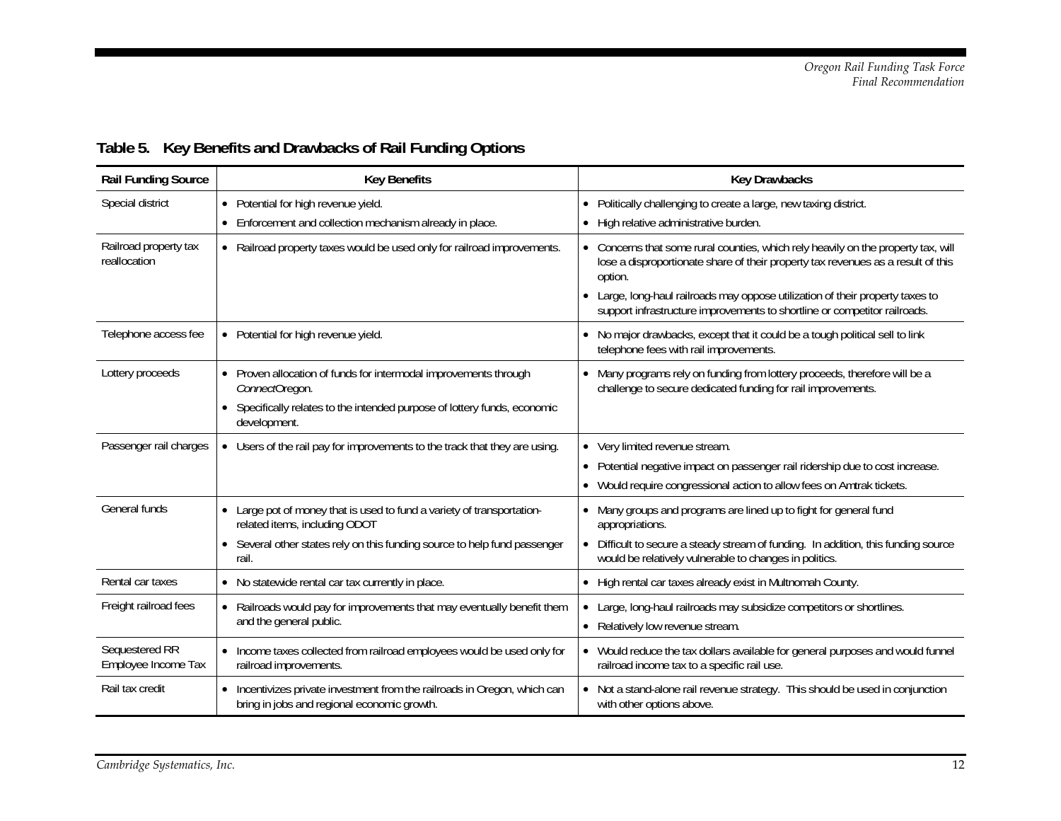## Table 5. Key Benefits and Drawbacks of Rail Funding Options

| Rail Funding Source | Key Benefits | Key Drawbacks |
|---|---|---|
| Special district | • Potential for high revenue yield.<br>• Enforcement and collection mechanism already in place. | • Politically challenging to create a large, new taxing district.<br>• High relative administrative burden. |
| Railroad property tax reallocation | • Railroad property taxes would be used only for railroad improvements. | • Concerns that some rural counties, which rely heavily on the property tax, will lose a disproportionate share of their property tax revenues as a result of this option.<br>• Large, long-haul railroads may oppose utilization of their property taxes to support infrastructure improvements to shortline or competitor railroads. |
| Telephone access fee | • Potential for high revenue yield. | • No major drawbacks, except that it could be a tough political sell to link telephone fees with rail improvements. |
| Lottery proceeds | • Proven allocation of funds for intermodal improvements through *Connect*Oregon.<br>• Specifically relates to the intended purpose of lottery funds, economic development. | • Many programs rely on funding from lottery proceeds, therefore will be a challenge to secure dedicated funding for rail improvements. |
| Passenger rail charges | • Users of the rail pay for improvements to the track that they are using. | • Very limited revenue stream.<br>• Potential negative impact on passenger rail ridership due to cost increase.<br>• Would require congressional action to allow fees on Amtrak tickets. |
| General funds | • Large pot of money that is used to fund a variety of transportation-related items, including ODOT<br>• Several other states rely on this funding source to help fund passenger rail. | • Many groups and programs are lined up to fight for general fund appropriations.<br>• Difficult to secure a steady stream of funding. In addition, this funding source would be relatively vulnerable to changes in politics. |
| Rental car taxes | • No statewide rental car tax currently in place. | • High rental car taxes already exist in Multnomah County. |
| Freight railroad fees | • Railroads would pay for improvements that may eventually benefit them and the general public. | • Large, long-haul railroads may subsidize competitors or shortlines.<br>• Relatively low revenue stream. |
| Sequestered RR Employee Income Tax | • Income taxes collected from railroad employees would be used only for railroad improvements. | • Would reduce the tax dollars available for general purposes and would funnel railroad income tax to a specific rail use. |
| Rail tax credit | • Incentivizes private investment from the railroads in Oregon, which can bring in jobs and regional economic growth. | • Not a stand-alone rail revenue strategy. This should be used in conjunction with other options above. |